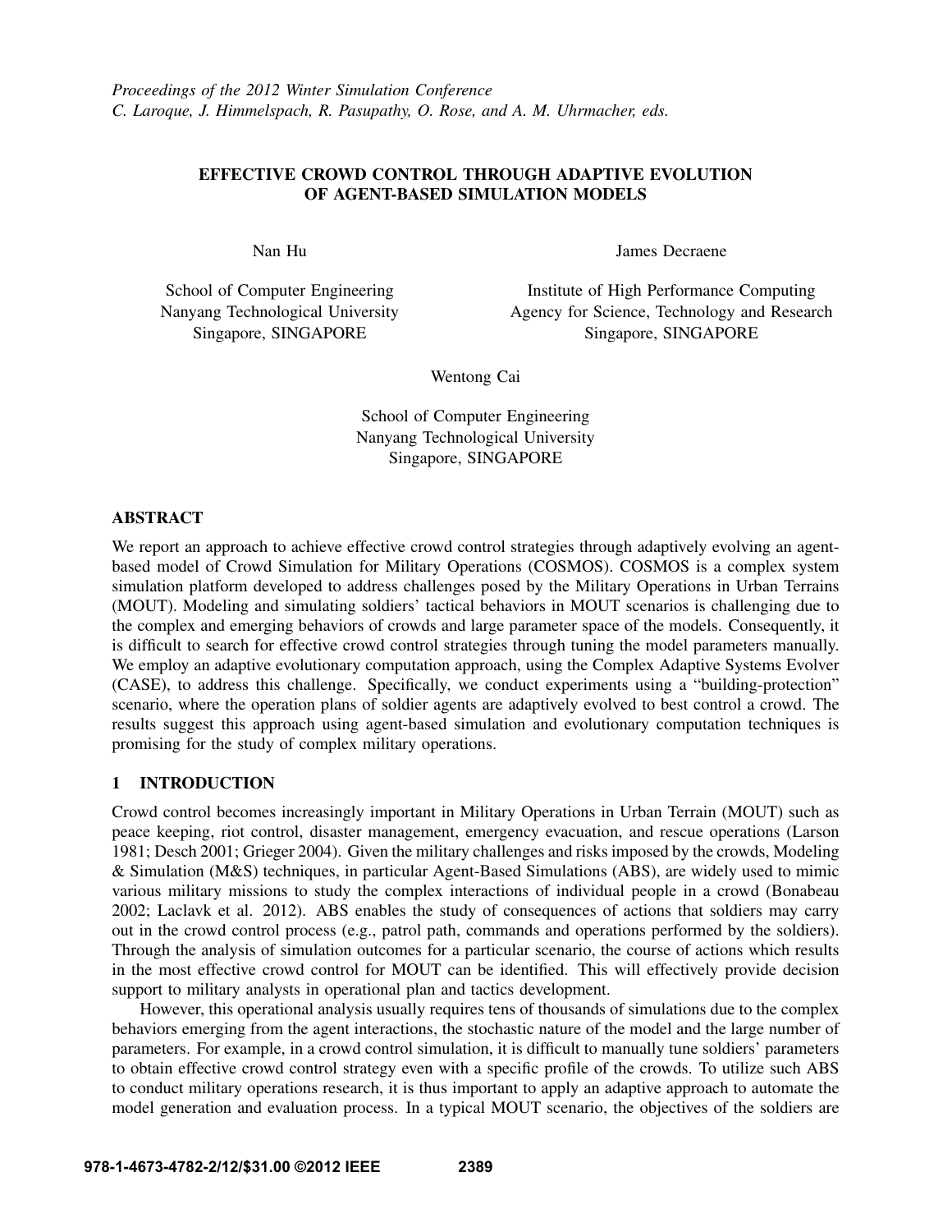*Proceedings of the 2012 Winter Simulation Conference*
*C. Laroque, J. Himmelspach, R. Pasupathy, O. Rose, and A. M. Uhrmacher, eds.*

# EFFECTIVE CROWD CONTROL THROUGH ADAPTIVE EVOLUTION OF AGENT-BASED SIMULATION MODELS

Nan Hu

School of Computer Engineering
Nanyang Technological University
Singapore, SINGAPORE

James Decraene

Institute of High Performance Computing
Agency for Science, Technology and Research
Singapore, SINGAPORE

Wentong Cai

School of Computer Engineering
Nanyang Technological University
Singapore, SINGAPORE

## ABSTRACT

We report an approach to achieve effective crowd control strategies through adaptively evolving an agent-based model of Crowd Simulation for Military Operations (COSMOS). COSMOS is a complex system simulation platform developed to address challenges posed by the Military Operations in Urban Terrains (MOUT). Modeling and simulating soldiers' tactical behaviors in MOUT scenarios is challenging due to the complex and emerging behaviors of crowds and large parameter space of the models. Consequently, it is difficult to search for effective crowd control strategies through tuning the model parameters manually. We employ an adaptive evolutionary computation approach, using the Complex Adaptive Systems Evolver (CASE), to address this challenge. Specifically, we conduct experiments using a "building-protection" scenario, where the operation plans of soldier agents are adaptively evolved to best control a crowd. The results suggest this approach using agent-based simulation and evolutionary computation techniques is promising for the study of complex military operations.

## 1 INTRODUCTION

Crowd control becomes increasingly important in Military Operations in Urban Terrain (MOUT) such as peace keeping, riot control, disaster management, emergency evacuation, and rescue operations (Larson 1981; Desch 2001; Grieger 2004). Given the military challenges and risks imposed by the crowds, Modeling & Simulation (M&S) techniques, in particular Agent-Based Simulations (ABS), are widely used to mimic various military missions to study the complex interactions of individual people in a crowd (Bonabeau 2002; Laclavk et al. 2012). ABS enables the study of consequences of actions that soldiers may carry out in the crowd control process (e.g., patrol path, commands and operations performed by the soldiers). Through the analysis of simulation outcomes for a particular scenario, the course of actions which results in the most effective crowd control for MOUT can be identified. This will effectively provide decision support to military analysts in operational plan and tactics development.

However, this operational analysis usually requires tens of thousands of simulations due to the complex behaviors emerging from the agent interactions, the stochastic nature of the model and the large number of parameters. For example, in a crowd control simulation, it is difficult to manually tune soldiers' parameters to obtain effective crowd control strategy even with a specific profile of the crowds. To utilize such ABS to conduct military operations research, it is thus important to apply an adaptive approach to automate the model generation and evaluation process. In a typical MOUT scenario, the objectives of the soldiers are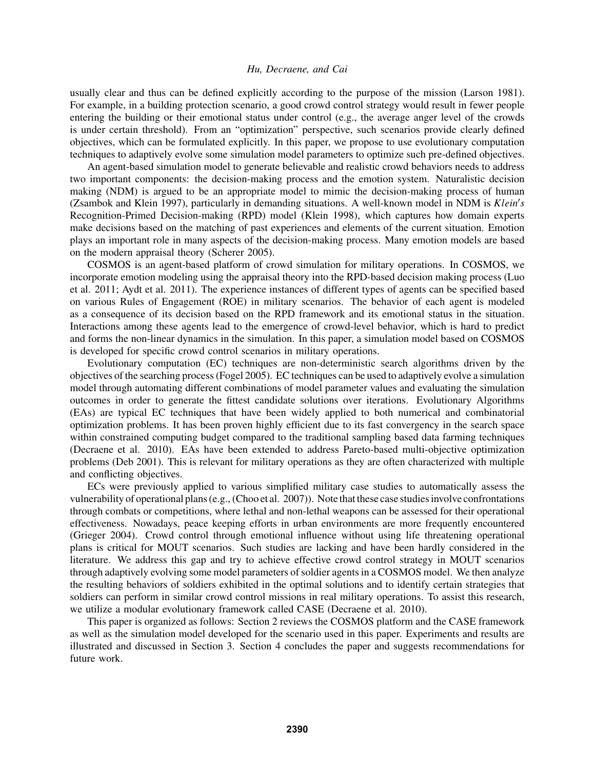usually clear and thus can be defined explicitly according to the purpose of the mission (Larson 1981). For example, in a building protection scenario, a good crowd control strategy would result in fewer people entering the building or their emotional status under control (e.g., the average anger level of the crowds is under certain threshold). From an "optimization" perspective, such scenarios provide clearly defined objectives, which can be formulated explicitly. In this paper, we propose to use evolutionary computation techniques to adaptively evolve some simulation model parameters to optimize such pre-defined objectives.

An agent-based simulation model to generate believable and realistic crowd behaviors needs to address two important components: the decision-making process and the emotion system. Naturalistic decision making (NDM) is argued to be an appropriate model to mimic the decision-making process of human (Zsambok and Klein 1997), particularly in demanding situations. A well-known model in NDM is $Klein's$ Recognition-Primed Decision-making (RPD) model (Klein 1998), which captures how domain experts make decisions based on the matching of past experiences and elements of the current situation. Emotion plays an important role in many aspects of the decision-making process. Many emotion models are based on the modern appraisal theory (Scherer 2005).

COSMOS is an agent-based platform of crowd simulation for military operations. In COSMOS, we incorporate emotion modeling using the appraisal theory into the RPD-based decision making process (Luo et al. 2011; Aydt et al. 2011). The experience instances of different types of agents can be specified based on various Rules of Engagement (ROE) in military scenarios. The behavior of each agent is modeled as a consequence of its decision based on the RPD framework and its emotional status in the situation. Interactions among these agents lead to the emergence of crowd-level behavior, which is hard to predict and forms the non-linear dynamics in the simulation. In this paper, a simulation model based on COSMOS is developed for specific crowd control scenarios in military operations.

Evolutionary computation (EC) techniques are non-deterministic search algorithms driven by the objectives of the searching process (Fogel 2005). EC techniques can be used to adaptively evolve a simulation model through automating different combinations of model parameter values and evaluating the simulation outcomes in order to generate the fittest candidate solutions over iterations. Evolutionary Algorithms (EAs) are typical EC techniques that have been widely applied to both numerical and combinatorial optimization problems. It has been proven highly efficient due to its fast convergency in the search space within constrained computing budget compared to the traditional sampling based data farming techniques (Decraene et al. 2010). EAs have been extended to address Pareto-based multi-objective optimization problems (Deb 2001). This is relevant for military operations as they are often characterized with multiple and conflicting objectives.

ECs were previously applied to various simplified military case studies to automatically assess the vulnerability of operational plans (e.g., (Choo et al. 2007)). Note that these case studies involve confrontations through combats or competitions, where lethal and non-lethal weapons can be assessed for their operational effectiveness. Nowadays, peace keeping efforts in urban environments are more frequently encountered (Grieger 2004). Crowd control through emotional influence without using life threatening operational plans is critical for MOUT scenarios. Such studies are lacking and have been hardly considered in the literature. We address this gap and try to achieve effective crowd control strategy in MOUT scenarios through adaptively evolving some model parameters of soldier agents in a COSMOS model. We then analyze the resulting behaviors of soldiers exhibited in the optimal solutions and to identify certain strategies that soldiers can perform in similar crowd control missions in real military operations. To assist this research, we utilize a modular evolutionary framework called CASE (Decraene et al. 2010).

This paper is organized as follows: Section 2 reviews the COSMOS platform and the CASE framework as well as the simulation model developed for the scenario used in this paper. Experiments and results are illustrated and discussed in Section 3. Section 4 concludes the paper and suggests recommendations for future work.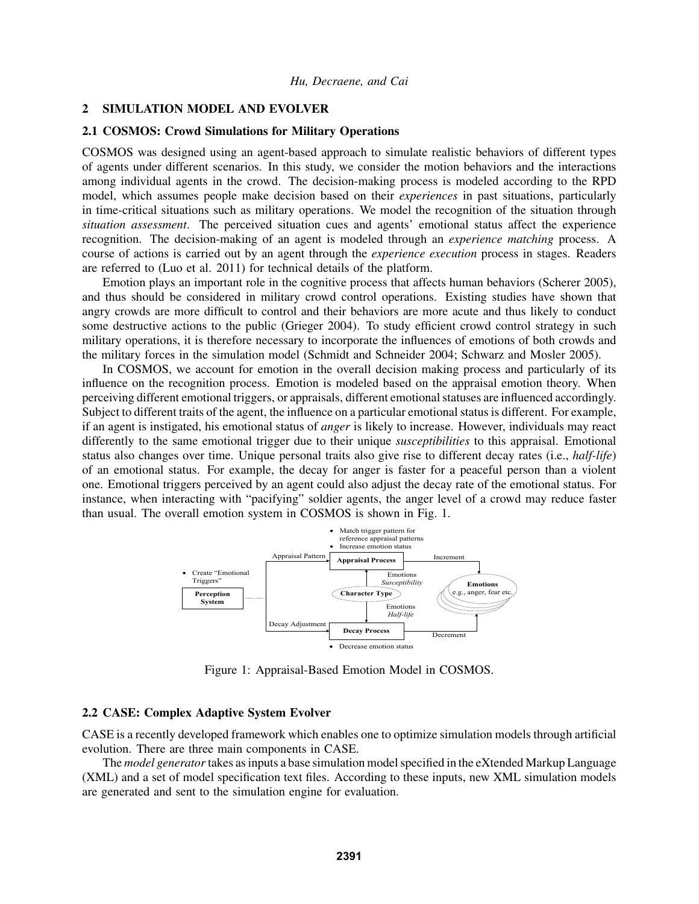## 2 SIMULATION MODEL AND EVOLVER

### 2.1 COSMOS: Crowd Simulations for Military Operations

COSMOS was designed using an agent-based approach to simulate realistic behaviors of different types of agents under different scenarios. In this study, we consider the motion behaviors and the interactions among individual agents in the crowd. The decision-making process is modeled according to the RPD model, which assumes people make decision based on their *experiences* in past situations, particularly in time-critical situations such as military operations. We model the recognition of the situation through *situation assessment*. The perceived situation cues and agents' emotional status affect the experience recognition. The decision-making of an agent is modeled through an *experience matching* process. A course of actions is carried out by an agent through the *experience execution* process in stages. Readers are referred to (Luo et al. 2011) for technical details of the platform.

Emotion plays an important role in the cognitive process that affects human behaviors (Scherer 2005), and thus should be considered in military crowd control operations. Existing studies have shown that angry crowds are more difficult to control and their behaviors are more acute and thus likely to conduct some destructive actions to the public (Grieger 2004). To study efficient crowd control strategy in such military operations, it is therefore necessary to incorporate the influences of emotions of both crowds and the military forces in the simulation model (Schmidt and Schneider 2004; Schwarz and Mosler 2005).

In COSMOS, we account for emotion in the overall decision making process and particularly of its influence on the recognition process. Emotion is modeled based on the appraisal emotion theory. When perceiving different emotional triggers, or appraisals, different emotional statuses are influenced accordingly. Subject to different traits of the agent, the influence on a particular emotional status is different. For example, if an agent is instigated, his emotional status of *anger* is likely to increase. However, individuals may react differently to the same emotional trigger due to their unique *susceptibilities* to this appraisal. Emotional status also changes over time. Unique personal traits also give rise to different decay rates (i.e., *half-life*) of an emotional status. For example, the decay for anger is faster for a peaceful person than a violent one. Emotional triggers perceived by an agent could also adjust the decay rate of the emotional status. For instance, when interacting with "pacifying" soldier agents, the anger level of a crowd may reduce faster than usual. The overall emotion system in COSMOS is shown in Fig. 1.

- Match trigger pattern for reference appraisal patterns
- Increase emotion status

Appraisal Pattern
Appraisal Process
Increment
- Create "Emotional Triggers"

Perception System
Emotions *Susceptibility*
Character Type
Emotions e.g., anger, fear etc.
Emotions *Half-life*
Decay Adjustment
Decay Process
Decrement
- Decrease emotion status

Figure 1: Appraisal-Based Emotion Model in COSMOS.

### 2.2 CASE: Complex Adaptive System Evolver

CASE is a recently developed framework which enables one to optimize simulation models through artificial evolution. There are three main components in CASE.

The *model generator* takes as inputs a base simulation model specified in the eXtended Markup Language (XML) and a set of model specification text files. According to these inputs, new XML simulation models are generated and sent to the simulation engine for evaluation.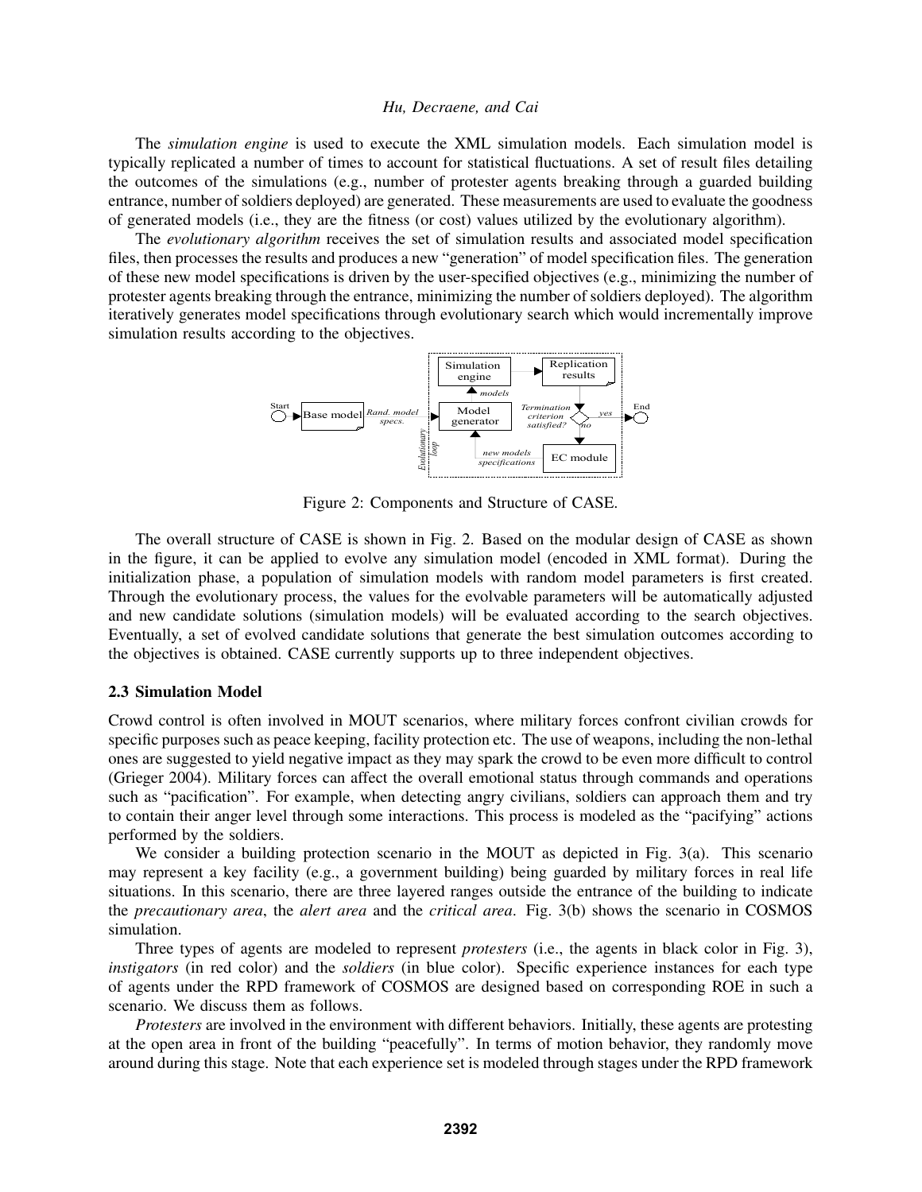The *simulation engine* is used to execute the XML simulation models. Each simulation model is typically replicated a number of times to account for statistical fluctuations. A set of result files detailing the outcomes of the simulations (e.g., number of protester agents breaking through a guarded building entrance, number of soldiers deployed) are generated. These measurements are used to evaluate the goodness of generated models (i.e., they are the fitness (or cost) values utilized by the evolutionary algorithm).

The *evolutionary algorithm* receives the set of simulation results and associated model specification files, then processes the results and produces a new "generation" of model specification files. The generation of these new model specifications is driven by the user-specified objectives (e.g., minimizing the number of protester agents breaking through the entrance, minimizing the number of soldiers deployed). The algorithm iteratively generates model specifications through evolutionary search which would incrementally improve simulation results according to the objectives.

Start
Base model
Rand. model specs.
Model generator
models
Simulation engine
Replication results
Termination criterion satisfied?
yes
no
End
EC module
new models specifications
Evolutionary loop

Figure 2: Components and Structure of CASE.

The overall structure of CASE is shown in Fig. 2. Based on the modular design of CASE as shown in the figure, it can be applied to evolve any simulation model (encoded in XML format). During the initialization phase, a population of simulation models with random model parameters is first created. Through the evolutionary process, the values for the evolvable parameters will be automatically adjusted and new candidate solutions (simulation models) will be evaluated according to the search objectives. Eventually, a set of evolved candidate solutions that generate the best simulation outcomes according to the objectives is obtained. CASE currently supports up to three independent objectives.

### 2.3 Simulation Model

Crowd control is often involved in MOUT scenarios, where military forces confront civilian crowds for specific purposes such as peace keeping, facility protection etc. The use of weapons, including the non-lethal ones are suggested to yield negative impact as they may spark the crowd to be even more difficult to control (Grieger 2004). Military forces can affect the overall emotional status through commands and operations such as "pacification". For example, when detecting angry civilians, soldiers can approach them and try to contain their anger level through some interactions. This process is modeled as the "pacifying" actions performed by the soldiers.

We consider a building protection scenario in the MOUT as depicted in Fig. 3(a). This scenario may represent a key facility (e.g., a government building) being guarded by military forces in real life situations. In this scenario, there are three layered ranges outside the entrance of the building to indicate the *precautionary area*, the *alert area* and the *critical area*. Fig. 3(b) shows the scenario in COSMOS simulation.

Three types of agents are modeled to represent *protesters* (i.e., the agents in black color in Fig. 3), *instigators* (in red color) and the *soldiers* (in blue color). Specific experience instances for each type of agents under the RPD framework of COSMOS are designed based on corresponding ROE in such a scenario. We discuss them as follows.

*Protesters* are involved in the environment with different behaviors. Initially, these agents are protesting at the open area in front of the building "peacefully". In terms of motion behavior, they randomly move around during this stage. Note that each experience set is modeled through stages under the RPD framework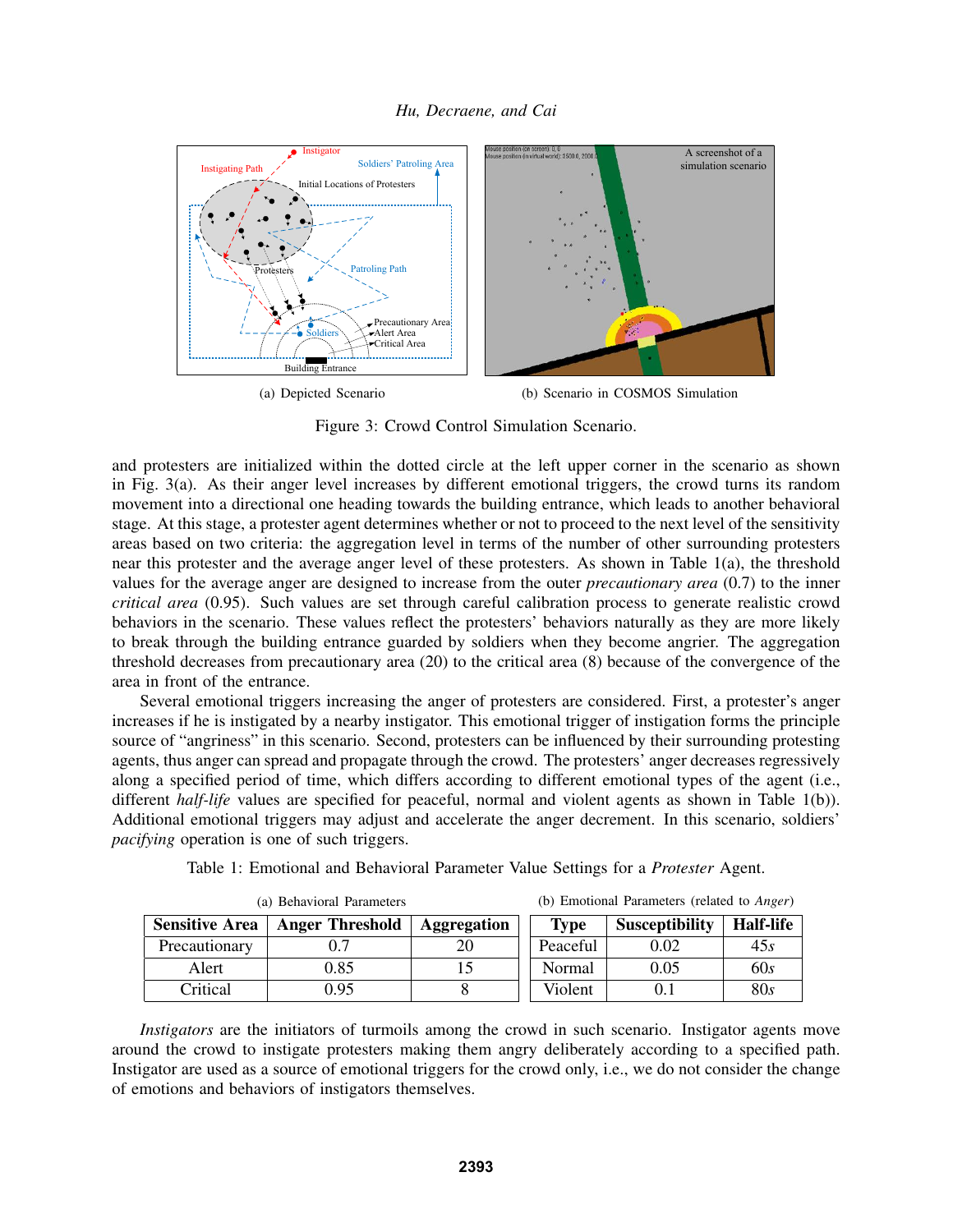(a) Depicted Scenario

(b) Scenario in COSMOS Simulation

Figure 3: Crowd Control Simulation Scenario.

and protesters are initialized within the dotted circle at the left upper corner in the scenario as shown in Fig. 3(a). As their anger level increases by different emotional triggers, the crowd turns its random movement into a directional one heading towards the building entrance, which leads to another behavioral stage. At this stage, a protester agent determines whether or not to proceed to the next level of the sensitivity areas based on two criteria: the aggregation level in terms of the number of other surrounding protesters near this protester and the average anger level of these protesters. As shown in Table 1(a), the threshold values for the average anger are designed to increase from the outer *precautionary area* (0.7) to the inner *critical area* (0.95). Such values are set through careful calibration process to generate realistic crowd behaviors in the scenario. These values reflect the protesters' behaviors naturally as they are more likely to break through the building entrance guarded by soldiers when they become angrier. The aggregation threshold decreases from precautionary area (20) to the critical area (8) because of the convergence of the area in front of the entrance.

Several emotional triggers increasing the anger of protesters are considered. First, a protester's anger increases if he is instigated by a nearby instigator. This emotional trigger of instigation forms the principle source of "angriness" in this scenario. Second, protesters can be influenced by their surrounding protesting agents, thus anger can spread and propagate through the crowd. The protesters' anger decreases regressively along a specified period of time, which differs according to different emotional types of the agent (i.e., different *half-life* values are specified for peaceful, normal and violent agents as shown in Table 1(b)). Additional emotional triggers may adjust and accelerate the anger decrement. In this scenario, soldiers' *pacifying* operation is one of such triggers.

Table 1: Emotional and Behavioral Parameter Value Settings for a *Protester* Agent.

(a) Behavioral Parameters

| Sensitive Area | Anger Threshold | Aggregation |
|---|---|---|
| Precautionary | 0.7 | 20 |
| Alert | 0.85 | 15 |
| Critical | 0.95 | 8 |

(b) Emotional Parameters (related to *Anger*)

| Type | Susceptibility | Half-life |
|---|---|---|
| Peaceful | 0.02 | 45*s* |
| Normal | 0.05 | 60*s* |
| Violent | 0.1 | 80*s* |

*Instigators* are the initiators of turmoils among the crowd in such scenario. Instigator agents move around the crowd to instigate protesters making them angry deliberately according to a specified path. Instigator are used as a source of emotional triggers for the crowd only, i.e., we do not consider the change of emotions and behaviors of instigators themselves.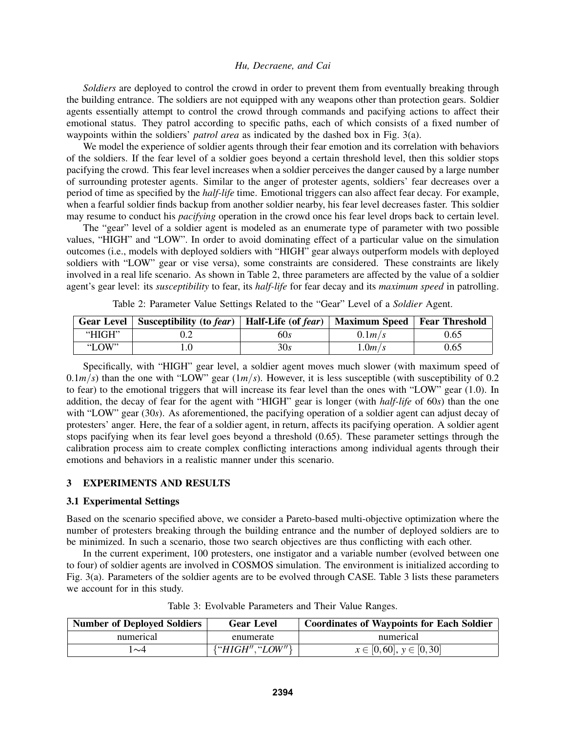*Soldiers* are deployed to control the crowd in order to prevent them from eventually breaking through the building entrance. The soldiers are not equipped with any weapons other than protection gears. Soldier agents essentially attempt to control the crowd through commands and pacifying actions to affect their emotional status. They patrol according to specific paths, each of which consists of a fixed number of waypoints within the soldiers' *patrol area* as indicated by the dashed box in Fig. 3(a).

We model the experience of soldier agents through their fear emotion and its correlation with behaviors of the soldiers. If the fear level of a soldier goes beyond a certain threshold level, then this soldier stops pacifying the crowd. This fear level increases when a soldier perceives the danger caused by a large number of surrounding protester agents. Similar to the anger of protester agents, soldiers' fear decreases over a period of time as specified by the *half-life* time. Emotional triggers can also affect fear decay. For example, when a fearful soldier finds backup from another soldier nearby, his fear level decreases faster. This soldier may resume to conduct his *pacifying* operation in the crowd once his fear level drops back to certain level.

The "gear" level of a soldier agent is modeled as an enumerate type of parameter with two possible values, "HIGH" and "LOW". In order to avoid dominating effect of a particular value on the simulation outcomes (i.e., models with deployed soldiers with "HIGH" gear always outperform models with deployed soldiers with "LOW" gear or vise versa), some constraints are considered. These constraints are likely involved in a real life scenario. As shown in Table 2, three parameters are affected by the value of a soldier agent's gear level: its *susceptibility* to fear, its *half-life* for fear decay and its *maximum speed* in patrolling.

Table 2: Parameter Value Settings Related to the "Gear" Level of a *Soldier* Agent.

| Gear Level | Susceptibility (to *fear*) | Half-Life (of *fear*) | Maximum Speed | Fear Threshold |
|---|---|---|---|---|
| "HIGH" | 0.2 | $60s$ | $0.1m/s$ | 0.65 |
| "LOW" | 1.0 | $30s$ | $1.0m/s$ | 0.65 |

Specifically, with "HIGH" gear level, a soldier agent moves much slower (with maximum speed of $0.1m/s$) than the one with "LOW" gear ($1m/s$). However, it is less susceptible (with susceptibility of 0.2 to fear) to the emotional triggers that will increase its fear level than the ones with "LOW" gear (1.0). In addition, the decay of fear for the agent with "HIGH" gear is longer (with *half-life* of $60s$) than the one with "LOW" gear ($30s$). As aforementioned, the pacifying operation of a soldier agent can adjust decay of protesters' anger. Here, the fear of a soldier agent, in return, affects its pacifying operation. A soldier agent stops pacifying when its fear level goes beyond a threshold (0.65). These parameter settings through the calibration process aim to create complex conflicting interactions among individual agents through their emotions and behaviors in a realistic manner under this scenario.

## 3 EXPERIMENTS AND RESULTS

### 3.1 Experimental Settings

Based on the scenario specified above, we consider a Pareto-based multi-objective optimization where the number of protesters breaking through the building entrance and the number of deployed soldiers are to be minimized. In such a scenario, those two search objectives are thus conflicting with each other.

In the current experiment, 100 protesters, one instigator and a variable number (evolved between one to four) of soldier agents are involved in COSMOS simulation. The environment is initialized according to Fig. 3(a). Parameters of the soldier agents are to be evolved through CASE. Table 3 lists these parameters we account for in this study.

Table 3: Evolvable Parameters and Their Value Ranges.

| Number of Deployed Soldiers | Gear Level | Coordinates of Waypoints for Each Soldier |
|---|---|---|
| numerical | enumerate | numerical |
| 1∼4 | {"HIGH", "LOW"} | $x \in [0,60]$, $y \in [0,30]$ |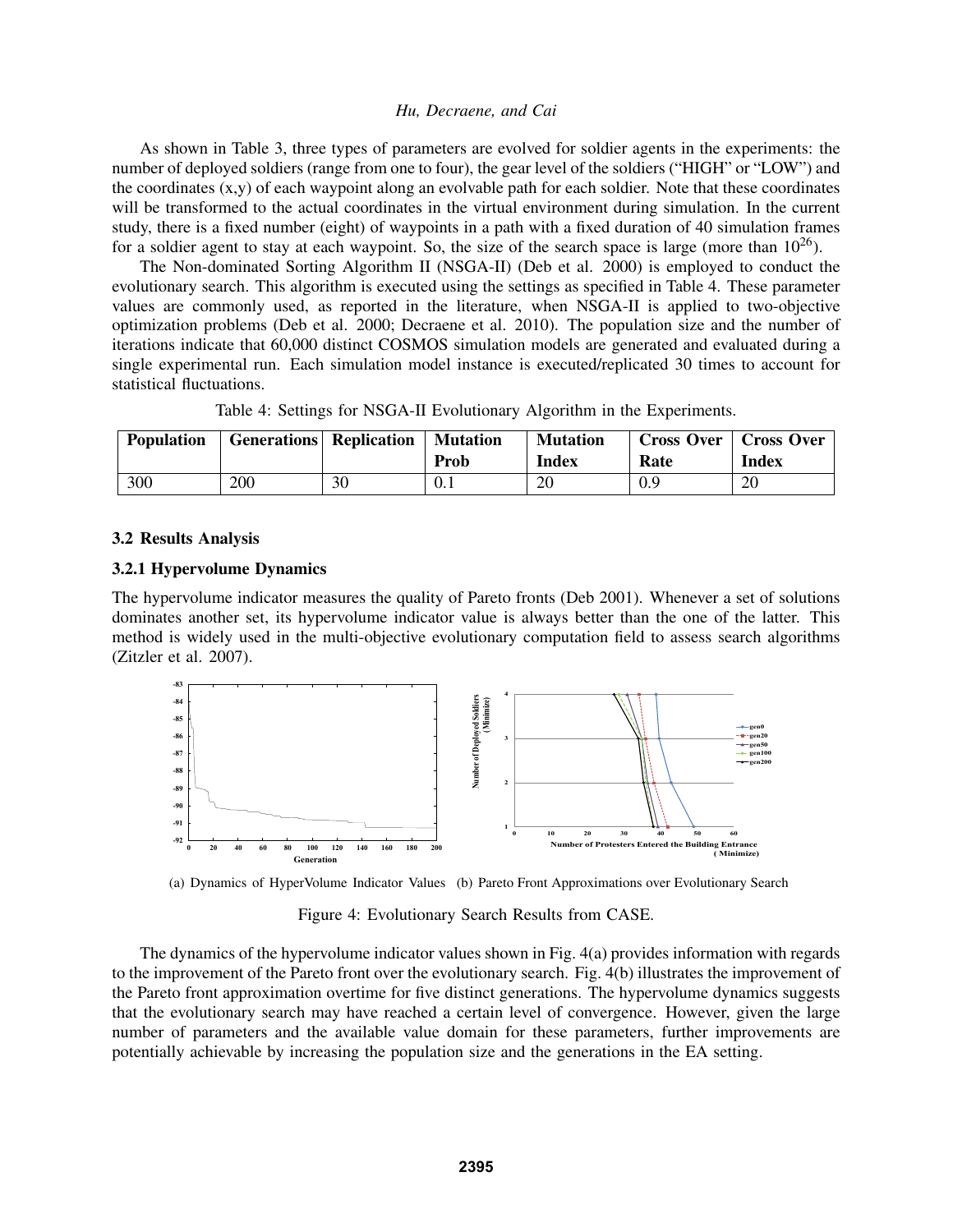As shown in Table 3, three types of parameters are evolved for soldier agents in the experiments: the number of deployed soldiers (range from one to four), the gear level of the soldiers ("HIGH" or "LOW") and the coordinates (x,y) of each waypoint along an evolvable path for each soldier. Note that these coordinates will be transformed to the actual coordinates in the virtual environment during simulation. In the current study, there is a fixed number (eight) of waypoints in a path with a fixed duration of 40 simulation frames for a soldier agent to stay at each waypoint. So, the size of the search space is large (more than $10^{26}$).

The Non-dominated Sorting Algorithm II (NSGA-II) (Deb et al. 2000) is employed to conduct the evolutionary search. This algorithm is executed using the settings as specified in Table 4. These parameter values are commonly used, as reported in the literature, when NSGA-II is applied to two-objective optimization problems (Deb et al. 2000; Decraene et al. 2010). The population size and the number of iterations indicate that 60,000 distinct COSMOS simulation models are generated and evaluated during a single experimental run. Each simulation model instance is executed/replicated 30 times to account for statistical fluctuations.

Table 4: Settings for NSGA-II Evolutionary Algorithm in the Experiments.

| Population | Generations | Replication | Mutation Prob | Mutation Index | Cross Over Rate | Cross Over Index |
|---|---|---|---|---|---|---|
| 300 | 200 | 30 | 0.1 | 20 | 0.9 | 20 |

### 3.2 Results Analysis

#### 3.2.1 Hypervolume Dynamics

The hypervolume indicator measures the quality of Pareto fronts (Deb 2001). Whenever a set of solutions dominates another set, its hypervolume indicator value is always better than the one of the latter. This method is widely used in the multi-objective evolutionary computation field to assess search algorithms (Zitzler et al. 2007).

(a) Dynamics of HyperVolume Indicator Values (b) Pareto Front Approximations over Evolutionary Search

Figure 4: Evolutionary Search Results from CASE.

The dynamics of the hypervolume indicator values shown in Fig. 4(a) provides information with regards to the improvement of the Pareto front over the evolutionary search. Fig. 4(b) illustrates the improvement of the Pareto front approximation overtime for five distinct generations. The hypervolume dynamics suggests that the evolutionary search may have reached a certain level of convergence. However, given the large number of parameters and the available value domain for these parameters, further improvements are potentially achievable by increasing the population size and the generations in the EA setting.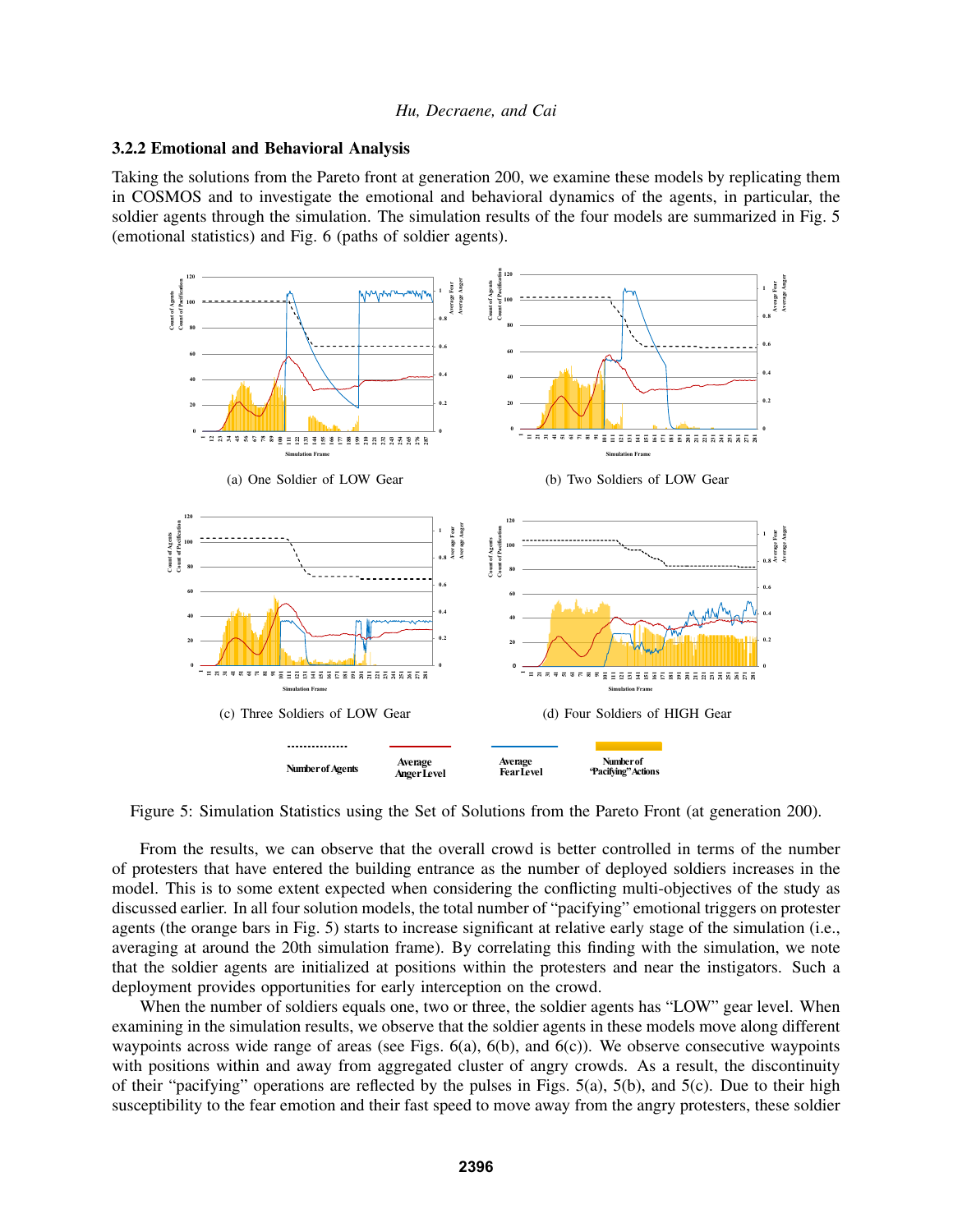### 3.2.2 Emotional and Behavioral Analysis

Taking the solutions from the Pareto front at generation 200, we examine these models by replicating them in COSMOS and to investigate the emotional and behavioral dynamics of the agents, in particular, the soldier agents through the simulation. The simulation results of the four models are summarized in Fig. 5 (emotional statistics) and Fig. 6 (paths of soldier agents).

(a) One Soldier of LOW Gear

(b) Two Soldiers of LOW Gear

(c) Three Soldiers of LOW Gear

(d) Four Soldiers of HIGH Gear

Figure 5: Simulation Statistics using the Set of Solutions from the Pareto Front (at generation 200).

From the results, we can observe that the overall crowd is better controlled in terms of the number of protesters that have entered the building entrance as the number of deployed soldiers increases in the model. This is to some extent expected when considering the conflicting multi-objectives of the study as discussed earlier. In all four solution models, the total number of "pacifying" emotional triggers on protester agents (the orange bars in Fig. 5) starts to increase significant at relative early stage of the simulation (i.e., averaging at around the 20th simulation frame). By correlating this finding with the simulation, we note that the soldier agents are initialized at positions within the protesters and near the instigators. Such a deployment provides opportunities for early interception on the crowd.

When the number of soldiers equals one, two or three, the soldier agents has "LOW" gear level. When examining in the simulation results, we observe that the soldier agents in these models move along different waypoints across wide range of areas (see Figs. 6(a), 6(b), and 6(c)). We observe consecutive waypoints with positions within and away from aggregated cluster of angry crowds. As a result, the discontinuity of their "pacifying" operations are reflected by the pulses in Figs. 5(a), 5(b), and 5(c). Due to their high susceptibility to the fear emotion and their fast speed to move away from the angry protesters, these soldier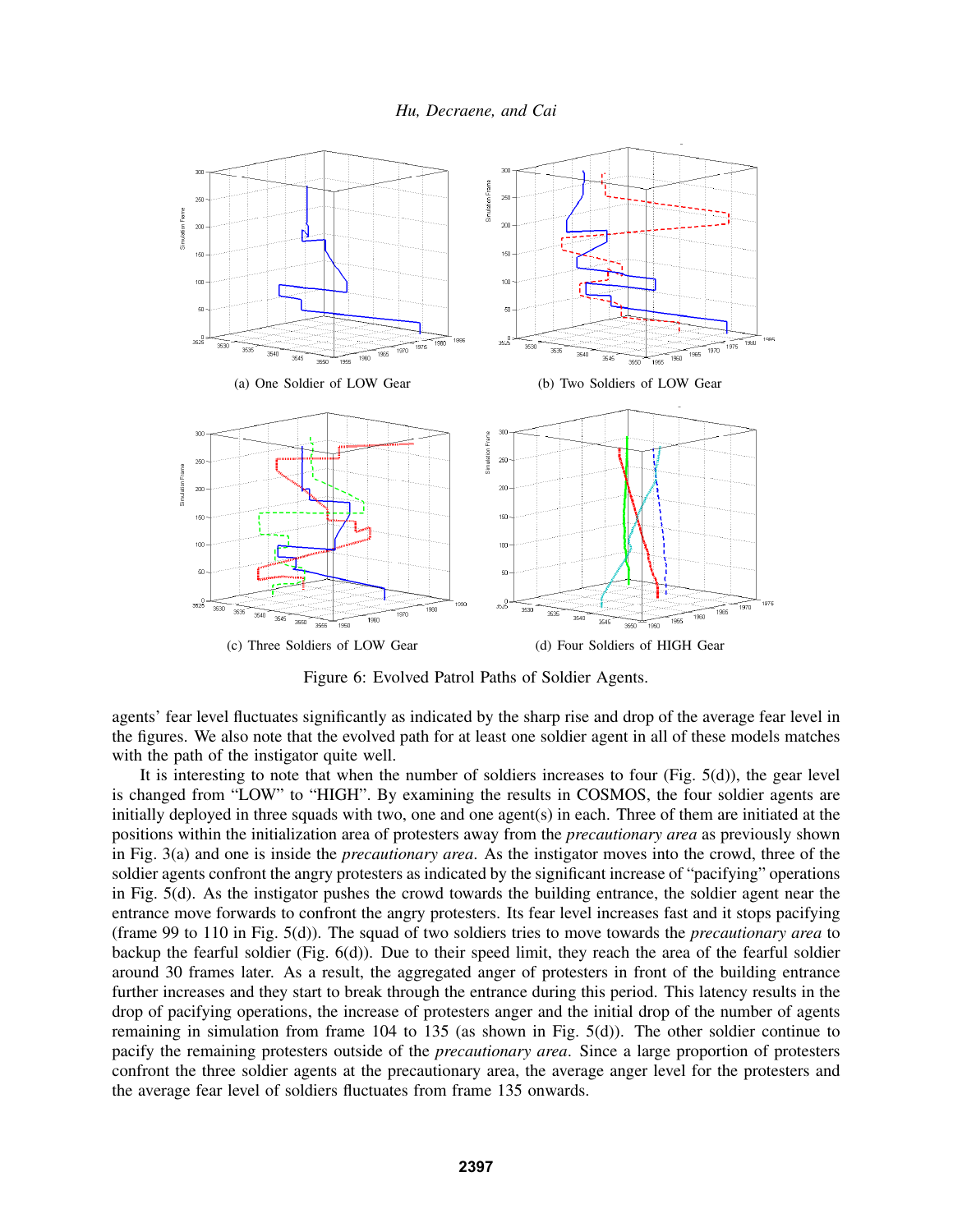(a) One Soldier of LOW Gear

(b) Two Soldiers of LOW Gear

(c) Three Soldiers of LOW Gear

(d) Four Soldiers of HIGH Gear

Figure 6: Evolved Patrol Paths of Soldier Agents.

agents' fear level fluctuates significantly as indicated by the sharp rise and drop of the average fear level in the figures. We also note that the evolved path for at least one soldier agent in all of these models matches with the path of the instigator quite well.

It is interesting to note that when the number of soldiers increases to four (Fig. 5(d)), the gear level is changed from "LOW" to "HIGH". By examining the results in COSMOS, the four soldier agents are initially deployed in three squads with two, one and one agent(s) in each. Three of them are initiated at the positions within the initialization area of protesters away from the *precautionary area* as previously shown in Fig. 3(a) and one is inside the *precautionary area*. As the instigator moves into the crowd, three of the soldier agents confront the angry protesters as indicated by the significant increase of "pacifying" operations in Fig. 5(d). As the instigator pushes the crowd towards the building entrance, the soldier agent near the entrance move forwards to confront the angry protesters. Its fear level increases fast and it stops pacifying (frame 99 to 110 in Fig. 5(d)). The squad of two soldiers tries to move towards the *precautionary area* to backup the fearful soldier (Fig. 6(d)). Due to their speed limit, they reach the area of the fearful soldier around 30 frames later. As a result, the aggregated anger of protesters in front of the building entrance further increases and they start to break through the entrance during this period. This latency results in the drop of pacifying operations, the increase of protesters anger and the initial drop of the number of agents remaining in simulation from frame 104 to 135 (as shown in Fig. 5(d)). The other soldier continue to pacify the remaining protesters outside of the *precautionary area*. Since a large proportion of protesters confront the three soldier agents at the precautionary area, the average anger level for the protesters and the average fear level of soldiers fluctuates from frame 135 onwards.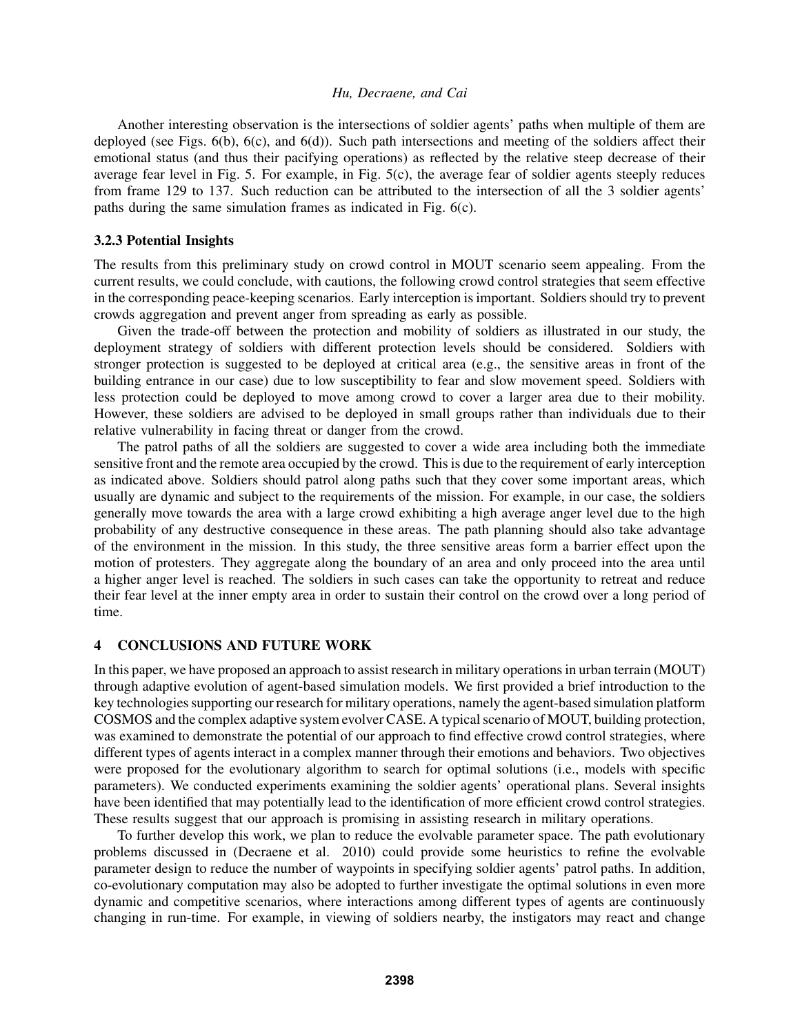Another interesting observation is the intersections of soldier agents' paths when multiple of them are deployed (see Figs. 6(b), 6(c), and 6(d)). Such path intersections and meeting of the soldiers affect their emotional status (and thus their pacifying operations) as reflected by the relative steep decrease of their average fear level in Fig. 5. For example, in Fig. 5(c), the average fear of soldier agents steeply reduces from frame 129 to 137. Such reduction can be attributed to the intersection of all the 3 soldier agents' paths during the same simulation frames as indicated in Fig. 6(c).

### 3.2.3 Potential Insights

The results from this preliminary study on crowd control in MOUT scenario seem appealing. From the current results, we could conclude, with cautions, the following crowd control strategies that seem effective in the corresponding peace-keeping scenarios. Early interception is important. Soldiers should try to prevent crowds aggregation and prevent anger from spreading as early as possible.

Given the trade-off between the protection and mobility of soldiers as illustrated in our study, the deployment strategy of soldiers with different protection levels should be considered. Soldiers with stronger protection is suggested to be deployed at critical area (e.g., the sensitive areas in front of the building entrance in our case) due to low susceptibility to fear and slow movement speed. Soldiers with less protection could be deployed to move among crowd to cover a larger area due to their mobility. However, these soldiers are advised to be deployed in small groups rather than individuals due to their relative vulnerability in facing threat or danger from the crowd.

The patrol paths of all the soldiers are suggested to cover a wide area including both the immediate sensitive front and the remote area occupied by the crowd. This is due to the requirement of early interception as indicated above. Soldiers should patrol along paths such that they cover some important areas, which usually are dynamic and subject to the requirements of the mission. For example, in our case, the soldiers generally move towards the area with a large crowd exhibiting a high average anger level due to the high probability of any destructive consequence in these areas. The path planning should also take advantage of the environment in the mission. In this study, the three sensitive areas form a barrier effect upon the motion of protesters. They aggregate along the boundary of an area and only proceed into the area until a higher anger level is reached. The soldiers in such cases can take the opportunity to retreat and reduce their fear level at the inner empty area in order to sustain their control on the crowd over a long period of time.

## 4 CONCLUSIONS AND FUTURE WORK

In this paper, we have proposed an approach to assist research in military operations in urban terrain (MOUT) through adaptive evolution of agent-based simulation models. We first provided a brief introduction to the key technologies supporting our research for military operations, namely the agent-based simulation platform COSMOS and the complex adaptive system evolver CASE. A typical scenario of MOUT, building protection, was examined to demonstrate the potential of our approach to find effective crowd control strategies, where different types of agents interact in a complex manner through their emotions and behaviors. Two objectives were proposed for the evolutionary algorithm to search for optimal solutions (i.e., models with specific parameters). We conducted experiments examining the soldier agents' operational plans. Several insights have been identified that may potentially lead to the identification of more efficient crowd control strategies. These results suggest that our approach is promising in assisting research in military operations.

To further develop this work, we plan to reduce the evolvable parameter space. The path evolutionary problems discussed in (Decraene et al. 2010) could provide some heuristics to refine the evolvable parameter design to reduce the number of waypoints in specifying soldier agents' patrol paths. In addition, co-evolutionary computation may also be adopted to further investigate the optimal solutions in even more dynamic and competitive scenarios, where interactions among different types of agents are continuously changing in run-time. For example, in viewing of soldiers nearby, the instigators may react and change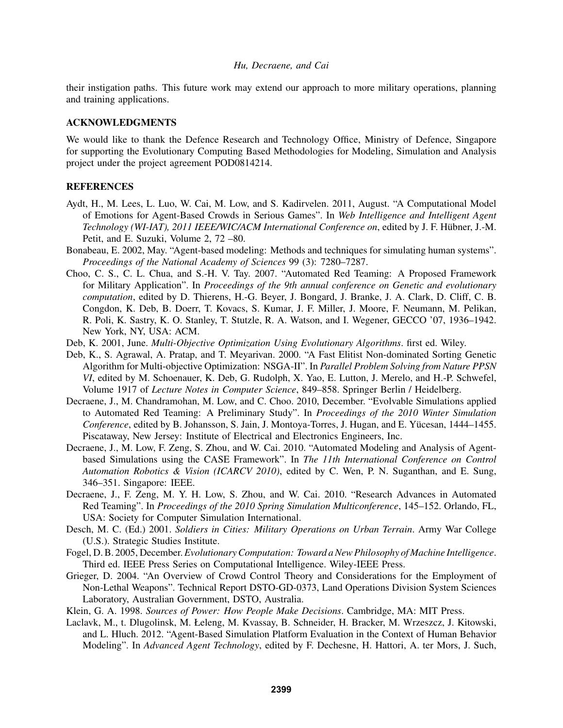their instigation paths. This future work may extend our approach to more military operations, planning and training applications.

## ACKNOWLEDGMENTS

We would like to thank the Defence Research and Technology Office, Ministry of Defence, Singapore for supporting the Evolutionary Computing Based Methodologies for Modeling, Simulation and Analysis project under the project agreement POD0814214.

## REFERENCES

Aydt, H., M. Lees, L. Luo, W. Cai, M. Low, and S. Kadirvelen. 2011, August. "A Computational Model of Emotions for Agent-Based Crowds in Serious Games". In *Web Intelligence and Intelligent Agent Technology (WI-IAT), 2011 IEEE/WIC/ACM International Conference on*, edited by J. F. Hübner, J.-M. Petit, and E. Suzuki, Volume 2, 72 –80.

Bonabeau, E. 2002, May. "Agent-based modeling: Methods and techniques for simulating human systems". *Proceedings of the National Academy of Sciences* 99 (3): 7280–7287.

Choo, C. S., C. L. Chua, and S.-H. V. Tay. 2007. "Automated Red Teaming: A Proposed Framework for Military Application". In *Proceedings of the 9th annual conference on Genetic and evolutionary computation*, edited by D. Thierens, H.-G. Beyer, J. Bongard, J. Branke, J. A. Clark, D. Cliff, C. B. Congdon, K. Deb, B. Doerr, T. Kovacs, S. Kumar, J. F. Miller, J. Moore, F. Neumann, M. Pelikan, R. Poli, K. Sastry, K. O. Stanley, T. Stutzle, R. A. Watson, and I. Wegener, GECCO '07, 1936–1942. New York, NY, USA: ACM.

Deb, K. 2001, June. *Multi-Objective Optimization Using Evolutionary Algorithms*. first ed. Wiley.

Deb, K., S. Agrawal, A. Pratap, and T. Meyarivan. 2000. "A Fast Elitist Non-dominated Sorting Genetic Algorithm for Multi-objective Optimization: NSGA-II". In *Parallel Problem Solving from Nature PPSN VI*, edited by M. Schoenauer, K. Deb, G. Rudolph, X. Yao, E. Lutton, J. Merelo, and H.-P. Schwefel, Volume 1917 of *Lecture Notes in Computer Science*, 849–858. Springer Berlin / Heidelberg.

Decraene, J., M. Chandramohan, M. Low, and C. Choo. 2010, December. "Evolvable Simulations applied to Automated Red Teaming: A Preliminary Study". In *Proceedings of the 2010 Winter Simulation Conference*, edited by B. Johansson, S. Jain, J. Montoya-Torres, J. Hugan, and E. Yücesan, 1444–1455. Piscataway, New Jersey: Institute of Electrical and Electronics Engineers, Inc.

Decraene, J., M. Low, F. Zeng, S. Zhou, and W. Cai. 2010. "Automated Modeling and Analysis of Agent-based Simulations using the CASE Framework". In *The 11th International Conference on Control Automation Robotics & Vision (ICARCV 2010)*, edited by C. Wen, P. N. Suganthan, and E. Sung, 346–351. Singapore: IEEE.

Decraene, J., F. Zeng, M. Y. H. Low, S. Zhou, and W. Cai. 2010. "Research Advances in Automated Red Teaming". In *Proceedings of the 2010 Spring Simulation Multiconference*, 145–152. Orlando, FL, USA: Society for Computer Simulation International.

Desch, M. C. (Ed.) 2001. *Soldiers in Cities: Military Operations on Urban Terrain*. Army War College (U.S.). Strategic Studies Institute.

Fogel, D. B. 2005, December. *Evolutionary Computation: Toward a New Philosophy of Machine Intelligence*. Third ed. IEEE Press Series on Computational Intelligence. Wiley-IEEE Press.

Grieger, D. 2004. "An Overview of Crowd Control Theory and Considerations for the Employment of Non-Lethal Weapons". Technical Report DSTO-GD-0373, Land Operations Division System Sciences Laboratory, Australian Government, DSTO, Australia.

Klein, G. A. 1998. *Sources of Power: How People Make Decisions*. Cambridge, MA: MIT Press.

Laclavk, M., t. Dlugolinsk, M. Łeleng, M. Kvassay, B. Schneider, H. Bracker, M. Wrzeszcz, J. Kitowski, and L. Hluch. 2012. "Agent-Based Simulation Platform Evaluation in the Context of Human Behavior Modeling". In *Advanced Agent Technology*, edited by F. Dechesne, H. Hattori, A. ter Mors, J. Such,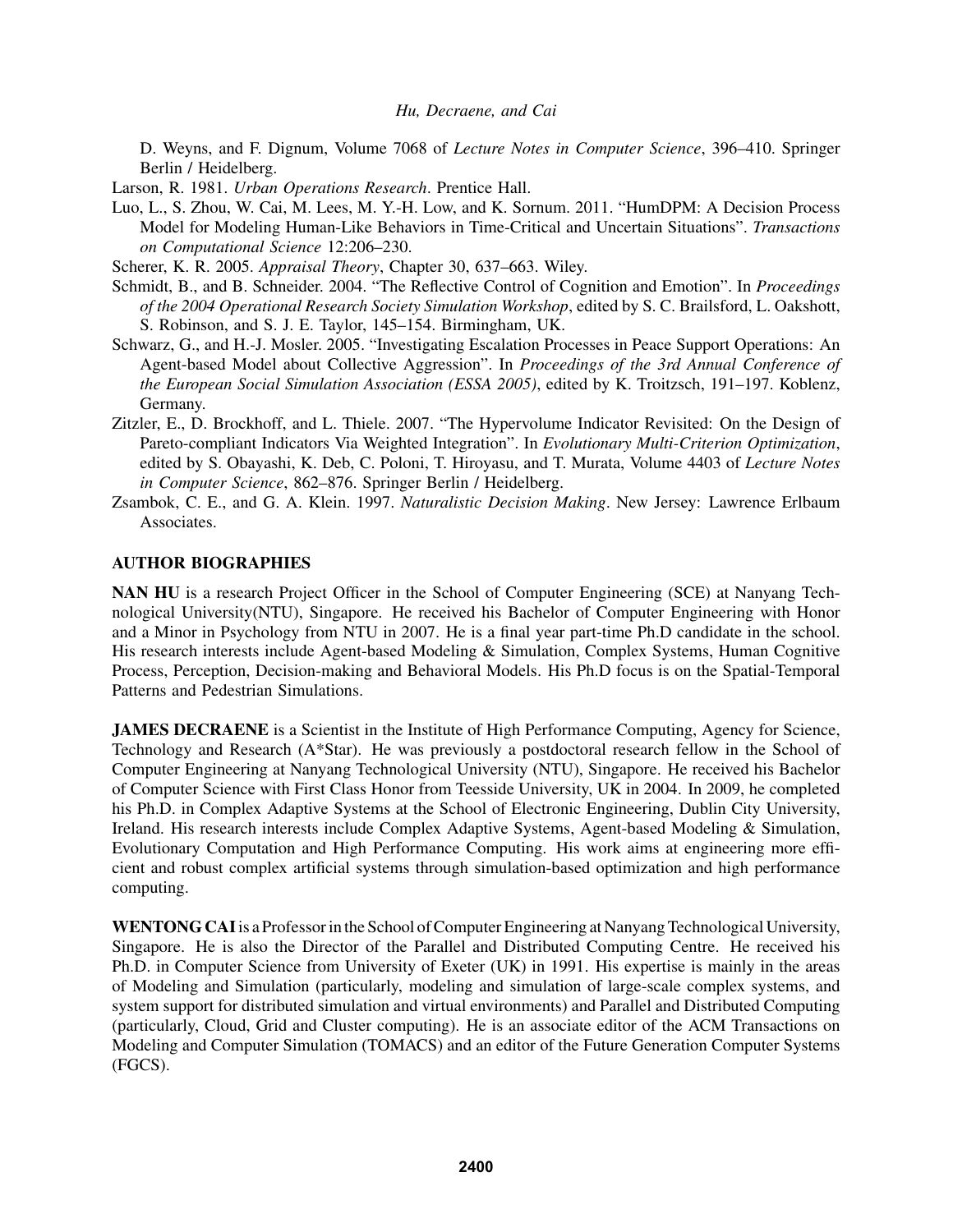D. Weyns, and F. Dignum, Volume 7068 of *Lecture Notes in Computer Science*, 396–410. Springer Berlin / Heidelberg.

Larson, R. 1981. *Urban Operations Research*. Prentice Hall.

Luo, L., S. Zhou, W. Cai, M. Lees, M. Y.-H. Low, and K. Sornum. 2011. "HumDPM: A Decision Process Model for Modeling Human-Like Behaviors in Time-Critical and Uncertain Situations". *Transactions on Computational Science* 12:206–230.

Scherer, K. R. 2005. *Appraisal Theory*, Chapter 30, 637–663. Wiley.

Schmidt, B., and B. Schneider. 2004. "The Reflective Control of Cognition and Emotion". In *Proceedings of the 2004 Operational Research Society Simulation Workshop*, edited by S. C. Brailsford, L. Oakshott, S. Robinson, and S. J. E. Taylor, 145–154. Birmingham, UK.

Schwarz, G., and H.-J. Mosler. 2005. "Investigating Escalation Processes in Peace Support Operations: An Agent-based Model about Collective Aggression". In *Proceedings of the 3rd Annual Conference of the European Social Simulation Association (ESSA 2005)*, edited by K. Troitzsch, 191–197. Koblenz, Germany.

Zitzler, E., D. Brockhoff, and L. Thiele. 2007. "The Hypervolume Indicator Revisited: On the Design of Pareto-compliant Indicators Via Weighted Integration". In *Evolutionary Multi-Criterion Optimization*, edited by S. Obayashi, K. Deb, C. Poloni, T. Hiroyasu, and T. Murata, Volume 4403 of *Lecture Notes in Computer Science*, 862–876. Springer Berlin / Heidelberg.

Zsambok, C. E., and G. A. Klein. 1997. *Naturalistic Decision Making*. New Jersey: Lawrence Erlbaum Associates.

## AUTHOR BIOGRAPHIES

**NAN HU** is a research Project Officer in the School of Computer Engineering (SCE) at Nanyang Technological University(NTU), Singapore. He received his Bachelor of Computer Engineering with Honor and a Minor in Psychology from NTU in 2007. He is a final year part-time Ph.D candidate in the school. His research interests include Agent-based Modeling & Simulation, Complex Systems, Human Cognitive Process, Perception, Decision-making and Behavioral Models. His Ph.D focus is on the Spatial-Temporal Patterns and Pedestrian Simulations.

**JAMES DECRAENE** is a Scientist in the Institute of High Performance Computing, Agency for Science, Technology and Research (A*Star). He was previously a postdoctoral research fellow in the School of Computer Engineering at Nanyang Technological University (NTU), Singapore. He received his Bachelor of Computer Science with First Class Honor from Teesside University, UK in 2004. In 2009, he completed his Ph.D. in Complex Adaptive Systems at the School of Electronic Engineering, Dublin City University, Ireland. His research interests include Complex Adaptive Systems, Agent-based Modeling & Simulation, Evolutionary Computation and High Performance Computing. His work aims at engineering more efficient and robust complex artificial systems through simulation-based optimization and high performance computing.

**WENTONG CAI** is a Professor in the School of Computer Engineering at Nanyang Technological University, Singapore. He is also the Director of the Parallel and Distributed Computing Centre. He received his Ph.D. in Computer Science from University of Exeter (UK) in 1991. His expertise is mainly in the areas of Modeling and Simulation (particularly, modeling and simulation of large-scale complex systems, and system support for distributed simulation and virtual environments) and Parallel and Distributed Computing (particularly, Cloud, Grid and Cluster computing). He is an associate editor of the ACM Transactions on Modeling and Computer Simulation (TOMACS) and an editor of the Future Generation Computer Systems (FGCS).